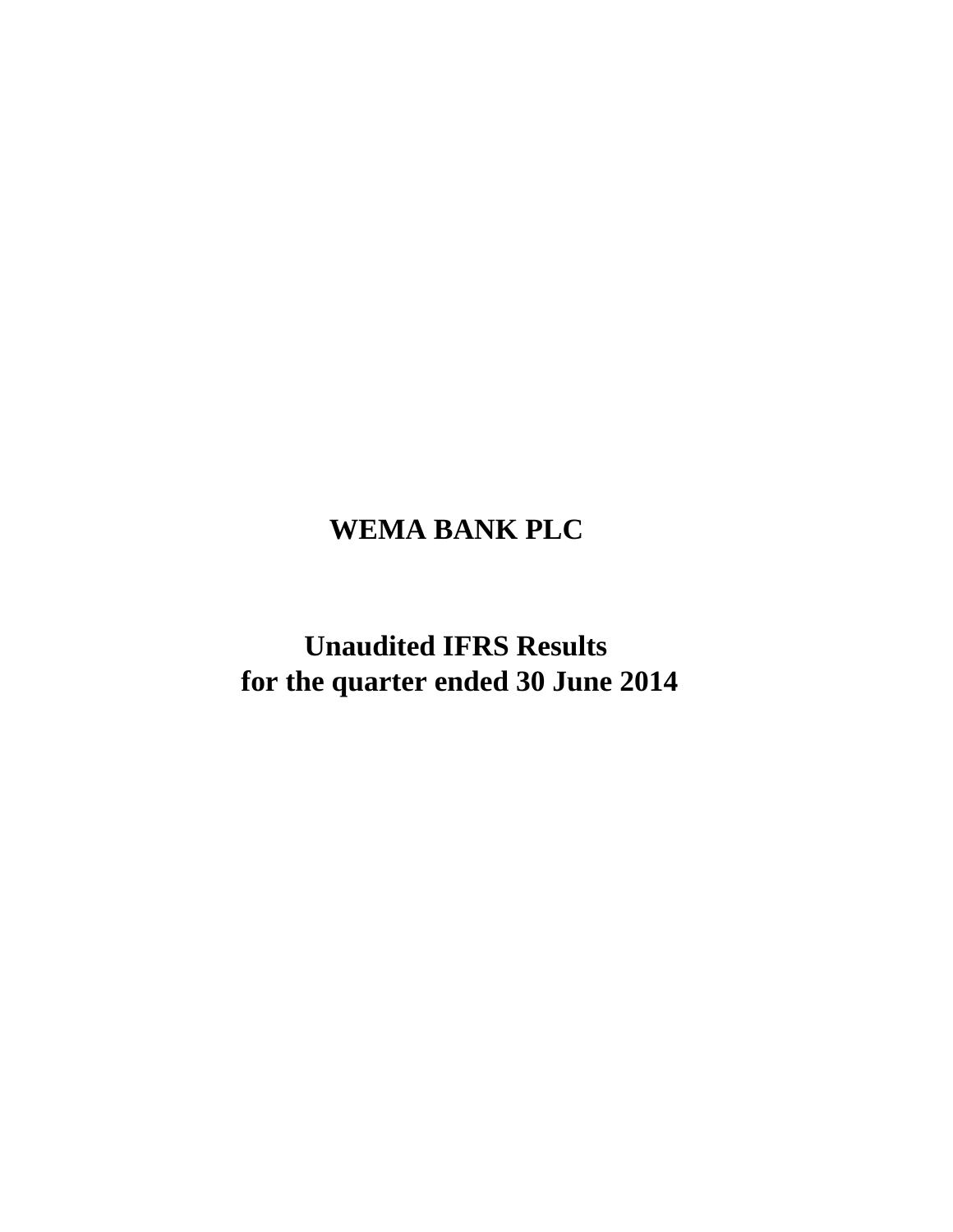# WEMA BANK PLC

## Unaudited IFRS Results for the quarter ended 30 June 2014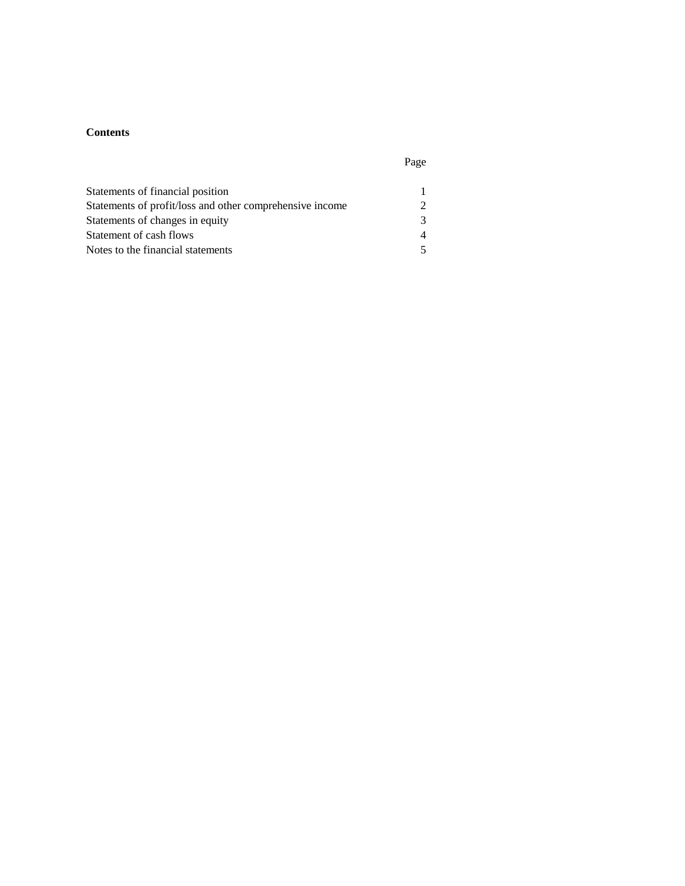**Contents**

| | Page |
|---|---|
| Statements of financial position | 1 |
| Statements of profit/loss and other comprehensive income | 2 |
| Statements of changes in equity | 3 |
| Statement of cash flows | 4 |
| Notes to the financial statements | 5 |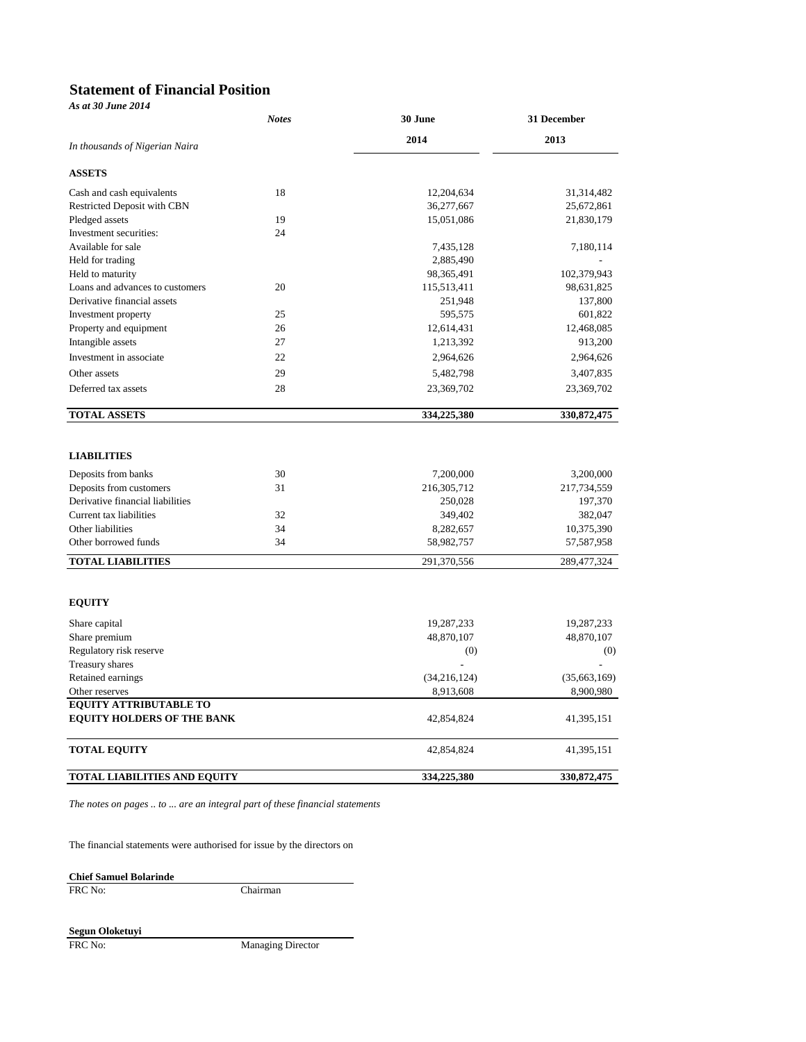## Statement of Financial Position

*As at 30 June 2014*

| *In thousands of Nigerian Naira* | *Notes* | 30 June 2014 | 31 December 2013 |
|---|---|---|---|
| **ASSETS** | | | |
| Cash and cash equivalents | 18 | 12,204,634 | 31,314,482 |
| Restricted Deposit with CBN | | 36,277,667 | 25,672,861 |
| Pledged assets | 19 | 15,051,086 | 21,830,179 |
| Investment securities: | 24 | | |
| Available for sale | | 7,435,128 | 7,180,114 |
| Held for trading | | 2,885,490 | - |
| Held to maturity | | 98,365,491 | 102,379,943 |
| Loans and advances to customers | 20 | 115,513,411 | 98,631,825 |
| Derivative financial assets | | 251,948 | 137,800 |
| Investment property | 25 | 595,575 | 601,822 |
| Property and equipment | 26 | 12,614,431 | 12,468,085 |
| Intangible assets | 27 | 1,213,392 | 913,200 |
| Investment in associate | 22 | 2,964,626 | 2,964,626 |
| Other assets | 29 | 5,482,798 | 3,407,835 |
| Deferred tax assets | 28 | 23,369,702 | 23,369,702 |
| **TOTAL ASSETS** | | **334,225,380** | **330,872,475** |
| | | | |
| **LIABILITIES** | | | |
| Deposits from banks | 30 | 7,200,000 | 3,200,000 |
| Deposits from customers | 31 | 216,305,712 | 217,734,559 |
| Derivative financial liabilities | | 250,028 | 197,370 |
| Current tax liabilities | 32 | 349,402 | 382,047 |
| Other liabilities | 34 | 8,282,657 | 10,375,390 |
| Other borrowed funds | 34 | 58,982,757 | 57,587,958 |
| **TOTAL LIABILITIES** | | 291,370,556 | 289,477,324 |
| | | | |
| **EQUITY** | | | |
| Share capital | | 19,287,233 | 19,287,233 |
| Share premium | | 48,870,107 | 48,870,107 |
| Regulatory risk reserve | | (0) | (0) |
| Treasury shares | | - | - |
| Retained earnings | | (34,216,124) | (35,663,169) |
| Other reserves | | 8,913,608 | 8,900,980 |
| **EQUITY ATTRIBUTABLE TO EQUITY HOLDERS OF THE BANK** | | 42,854,824 | 41,395,151 |
| **TOTAL EQUITY** | | 42,854,824 | 41,395,151 |
| **TOTAL LIABILITIES AND EQUITY** | | **334,225,380** | **330,872,475** |

*The notes on pages .. to ... are an integral part of these financial statements*

The financial statements were authorised for issue by the directors on

**Chief Samuel Bolarinde**
FRC No: Chairman

**Segun Oloketuyi**
FRC No: Managing Director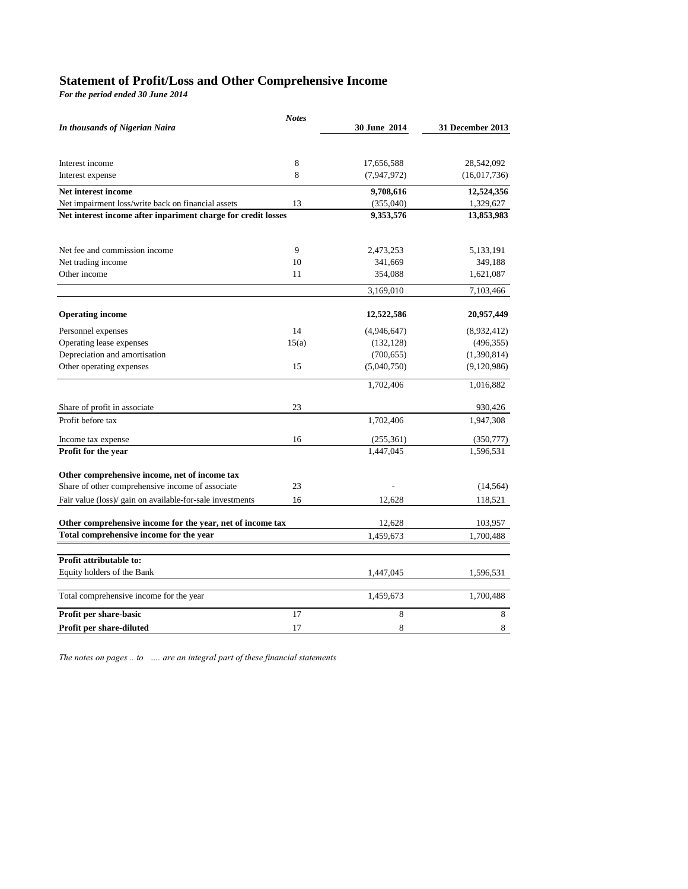# Statement of Profit/Loss and Other Comprehensive Income

*For the period ended 30 June 2014*

| *In thousands of Nigerian Naira* | *Notes* | 30 June 2014 | 31 December 2013 |
|---|---|---|---|
| Interest income | 8 | 17,656,588 | 28,542,092 |
| Interest expense | 8 | (7,947,972) | (16,017,736) |
| **Net interest income** | | **9,708,616** | **12,524,356** |
| Net impairment loss/write back on financial assets | 13 | (355,040) | 1,329,627 |
| **Net interest income after inpariment charge for credit losses** | | **9,353,576** | **13,853,983** |
| Net fee and commission income | 9 | 2,473,253 | 5,133,191 |
| Net trading income | 10 | 341,669 | 349,188 |
| Other income | 11 | 354,088 | 1,621,087 |
| | | 3,169,010 | 7,103,466 |
| **Operating income** | | **12,522,586** | **20,957,449** |
| Personnel expenses | 14 | (4,946,647) | (8,932,412) |
| Operating lease expenses | 15(a) | (132,128) | (496,355) |
| Depreciation and amortisation | | (700,655) | (1,390,814) |
| Other operating expenses | 15 | (5,040,750) | (9,120,986) |
| | | 1,702,406 | 1,016,882 |
| Share of profit in associate | 23 | | 930,426 |
| Profit before tax | | 1,702,406 | 1,947,308 |
| Income tax expense | 16 | (255,361) | (350,777) |
| **Profit for the year** | | 1,447,045 | 1,596,531 |
| **Other comprehensive income, net of income tax** | | | |
| Share of other comprehensive income of associate | 23 | - | (14,564) |
| Fair value (loss)/ gain on available-for-sale investments | 16 | 12,628 | 118,521 |
| **Other comprehensive income for the year, net of income tax** | | 12,628 | 103,957 |
| **Total comprehensive income for the year** | | 1,459,673 | 1,700,488 |
| **Profit attributable to:** | | | |
| Equity holders of the Bank | | 1,447,045 | 1,596,531 |
| Total comprehensive income for the year | | 1,459,673 | 1,700,488 |
| **Profit per share-basic** | 17 | 8 | 8 |
| **Profit per share-diluted** | 17 | 8 | 8 |

*The notes on pages .. to .... are an integral part of these financial statements*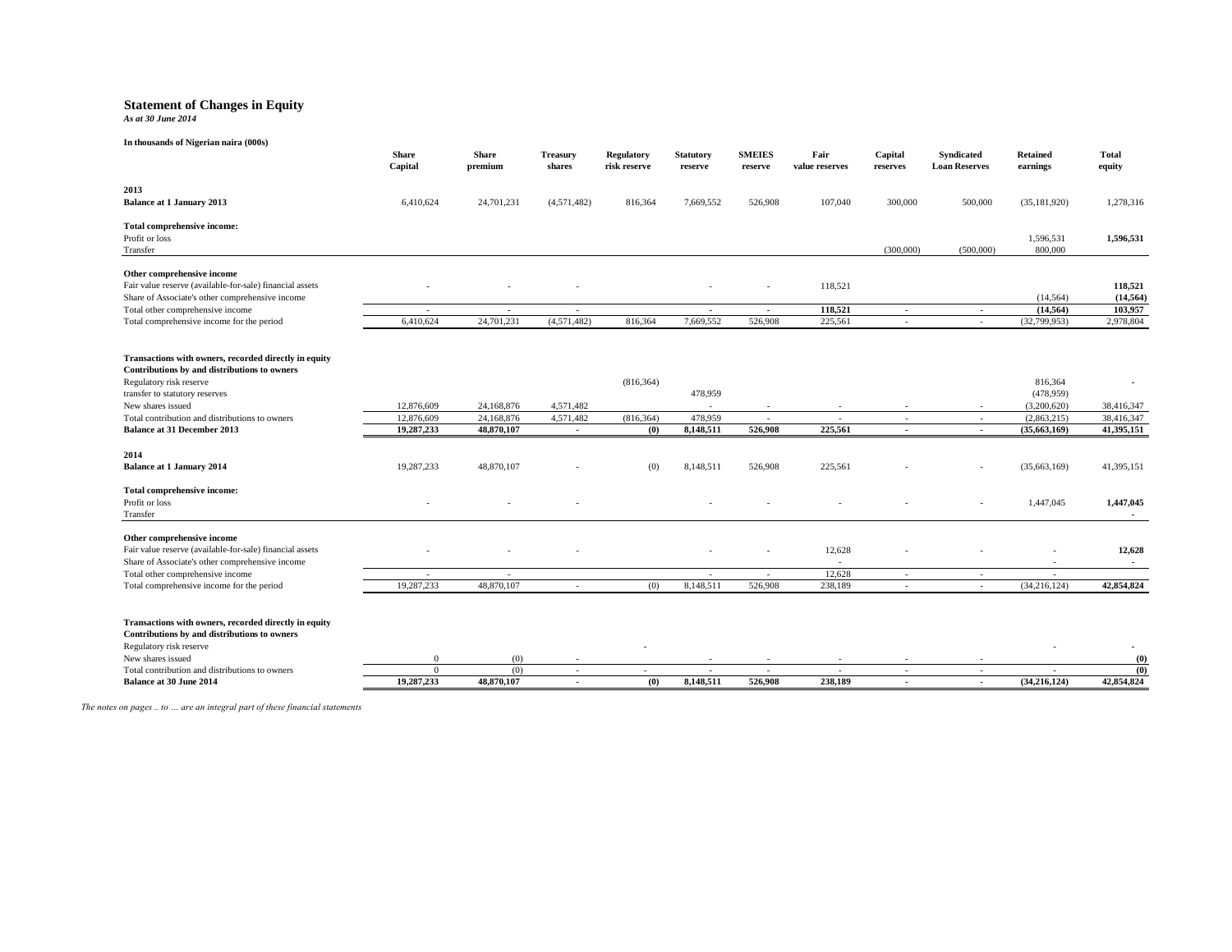# Statement of Changes in Equity

*As at 30 June 2014*

**In thousands of Nigerian naira (000s)**

| | Share Capital | Share premium | Treasury shares | Regulatory risk reserve | Statutory reserve | SMEIES reserve | Fair value reserves | Capital reserves | Syndicated Loan Reserves | Retained earnings | Total equity |
|---|---|---|---|---|---|---|---|---|---|---|---|
| **2013** | | | | | | | | | | | |
| **Balance at 1 January 2013** | 6,410,624 | 24,701,231 | (4,571,482) | 816,364 | 7,669,552 | 526,908 | 107,040 | 300,000 | 500,000 | (35,181,920) | 1,278,316 |
| **Total comprehensive income:** | | | | | | | | | | | |
| Profit or loss | | | | | | | | | | 1,596,531 | **1,596,531** |
| Transfer | | | | | | | | (300,000) | (500,000) | 800,000 | |
| **Other comprehensive income** | | | | | | | | | | | |
| Fair value reserve (available-for-sale) financial assets | - | - | - | | - | - | 118,521 | | | | **118,521** |
| Share of Associate's other comprehensive income | | | | | | | | | | (14,564) | **(14,564)** |
| Total other comprehensive income | - | - | - | | - | - | **118,521** | - | - | **(14,564)** | **103,957** |
| Total comprehensive income for the period | 6,410,624 | 24,701,231 | (4,571,482) | 816,364 | 7,669,552 | 526,908 | 225,561 | - | - | (32,799,953) | 2,978,804 |
| **Transactions with owners, recorded directly in equity** | | | | | | | | | | | |
| **Contributions by and distributions to owners** | | | | | | | | | | | |
| Regulatory risk reserve | | | | (816,364) | | | | | | 816,364 | - |
| transfer to statutory reserves | | | | | 478,959 | | | | | (478,959) | |
| New shares issued | 12,876,609 | 24,168,876 | 4,571,482 | | - | - | - | - | - | (3,200,620) | 38,416,347 |
| Total contribution and distributions to owners | 12,876,609 | 24,168,876 | 4,571,482 | (816,364) | 478,959 | - | - | - | - | (2,863,215) | 38,416,347 |
| **Balance at 31 December 2013** | **19,287,233** | **48,870,107** | **-** | **(0)** | **8,148,511** | **526,908** | **225,561** | **-** | **-** | **(35,663,169)** | **41,395,151** |
| **2014** | | | | | | | | | | | |
| **Balance at 1 January 2014** | 19,287,233 | 48,870,107 | - | (0) | 8,148,511 | 526,908 | 225,561 | - | - | (35,663,169) | 41,395,151 |
| **Total comprehensive income:** | | | | | | | | | | | |
| Profit or loss | - | - | - | | - | - | - | - | - | 1,447,045 | **1,447,045** |
| Transfer | | | | | | | | | | | - |
| **Other comprehensive income** | | | | | | | | | | | |
| Fair value reserve (available-for-sale) financial assets | - | - | - | | - | - | 12,628 | - | - | - | **12,628** |
| Share of Associate's other comprehensive income | | | | | | | - | | | - | **-** |
| Total other comprehensive income | - | - | | | - | - | 12,628 | - | - | - | |
| Total comprehensive income for the period | 19,287,233 | 48,870,107 | - | (0) | 8,148,511 | 526,908 | 238,189 | - | - | (34,216,124) | **42,854,824** |
| **Transactions with owners, recorded directly in equity** | | | | | | | | | | | |
| **Contributions by and distributions to owners** | | | | | | | | | | | |
| Regulatory risk reserve | | | | - | | | | | | - | - |
| New shares issued | 0 | (0) | - | | - | - | - | - | - | | **(0)** |
| Total contribution and distributions to owners | 0 | (0) | - | - | - | - | - | - | - | - | **(0)** |
| **Balance at 30 June 2014** | **19,287,233** | **48,870,107** | **-** | **(0)** | **8,148,511** | **526,908** | **238,189** | **-** | **-** | **(34,216,124)** | **42,854,824** |

*The notes on pages .. to … are an integral part of these financial statements*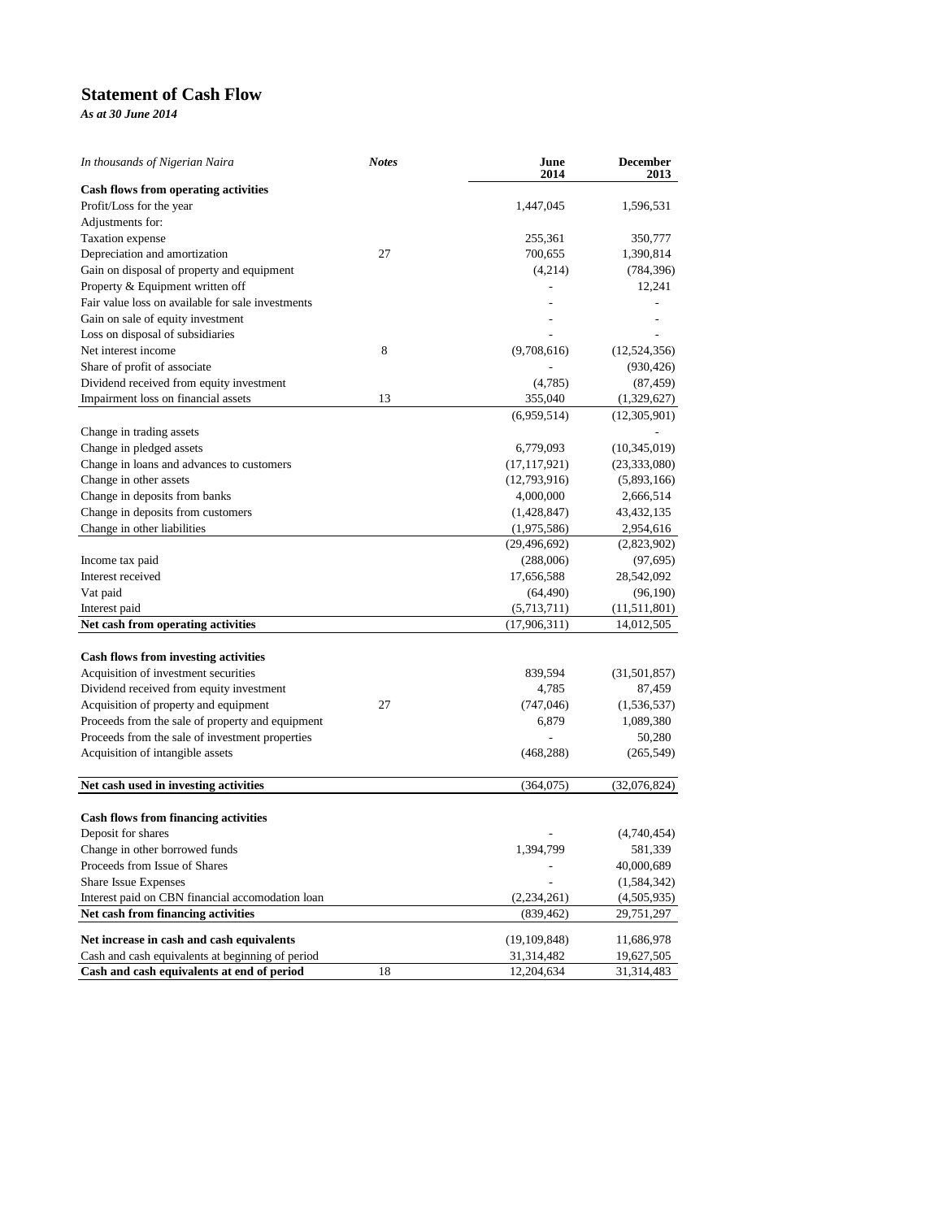## Statement of Cash Flow

*As at 30 June 2014*

| *In thousands of Nigerian Naira* | ***Notes*** | **June 2014** | **December 2013** |
|---|---|---|---|
| **Cash flows from operating activities** | | | |
| Profit/Loss for the year | | 1,447,045 | 1,596,531 |
| Adjustments for: | | | |
| Taxation expense | | 255,361 | 350,777 |
| Depreciation and amortization | 27 | 700,655 | 1,390,814 |
| Gain on disposal of property and equipment | | (4,214) | (784,396) |
| Property & Equipment written off | | - | 12,241 |
| Fair value loss on available for sale investments | | - | - |
| Gain on sale of equity investment | | - | - |
| Loss on disposal of subsidiaries | | - | - |
| Net interest income | 8 | (9,708,616) | (12,524,356) |
| Share of profit of associate | | - | (930,426) |
| Dividend received from equity investment | | (4,785) | (87,459) |
| Impairment loss on financial assets | 13 | 355,040 | (1,329,627) |
| | | (6,959,514) | (12,305,901) |
| Change in trading assets | | | - |
| Change in pledged assets | | 6,779,093 | (10,345,019) |
| Change in loans and advances to customers | | (17,117,921) | (23,333,080) |
| Change in other assets | | (12,793,916) | (5,893,166) |
| Change in deposits from banks | | 4,000,000 | 2,666,514 |
| Change in deposits from customers | | (1,428,847) | 43,432,135 |
| Change in other liabilities | | (1,975,586) | 2,954,616 |
| | | (29,496,692) | (2,823,902) |
| Income tax paid | | (288,006) | (97,695) |
| Interest received | | 17,656,588 | 28,542,092 |
| Vat paid | | (64,490) | (96,190) |
| Interest paid | | (5,713,711) | (11,511,801) |
| **Net cash from operating activities** | | (17,906,311) | 14,012,505 |
| | | | |
| **Cash flows from investing activities** | | | |
| Acquisition of investment securities | | 839,594 | (31,501,857) |
| Dividend received from equity investment | | 4,785 | 87,459 |
| Acquisition of property and equipment | 27 | (747,046) | (1,536,537) |
| Proceeds from the sale of property and equipment | | 6,879 | 1,089,380 |
| Proceeds from the sale of investment properties | | - | 50,280 |
| Acquisition of intangible assets | | (468,288) | (265,549) |
| | | | |
| **Net cash used in investing activities** | | (364,075) | (32,076,824) |
| | | | |
| **Cash flows from financing activities** | | | |
| Deposit for shares | | - | (4,740,454) |
| Change in other borrowed funds | | 1,394,799 | 581,339 |
| Proceeds from Issue of Shares | | - | 40,000,689 |
| Share Issue Expenses | | - | (1,584,342) |
| Interest paid on CBN financial accomodation loan | | (2,234,261) | (4,505,935) |
| **Net cash from financing activities** | | (839,462) | 29,751,297 |
| | | | |
| **Net increase in cash and cash equivalents** | | (19,109,848) | 11,686,978 |
| Cash and cash equivalents at beginning of period | | 31,314,482 | 19,627,505 |
| **Cash and cash equivalents at end of period** | 18 | 12,204,634 | 31,314,483 |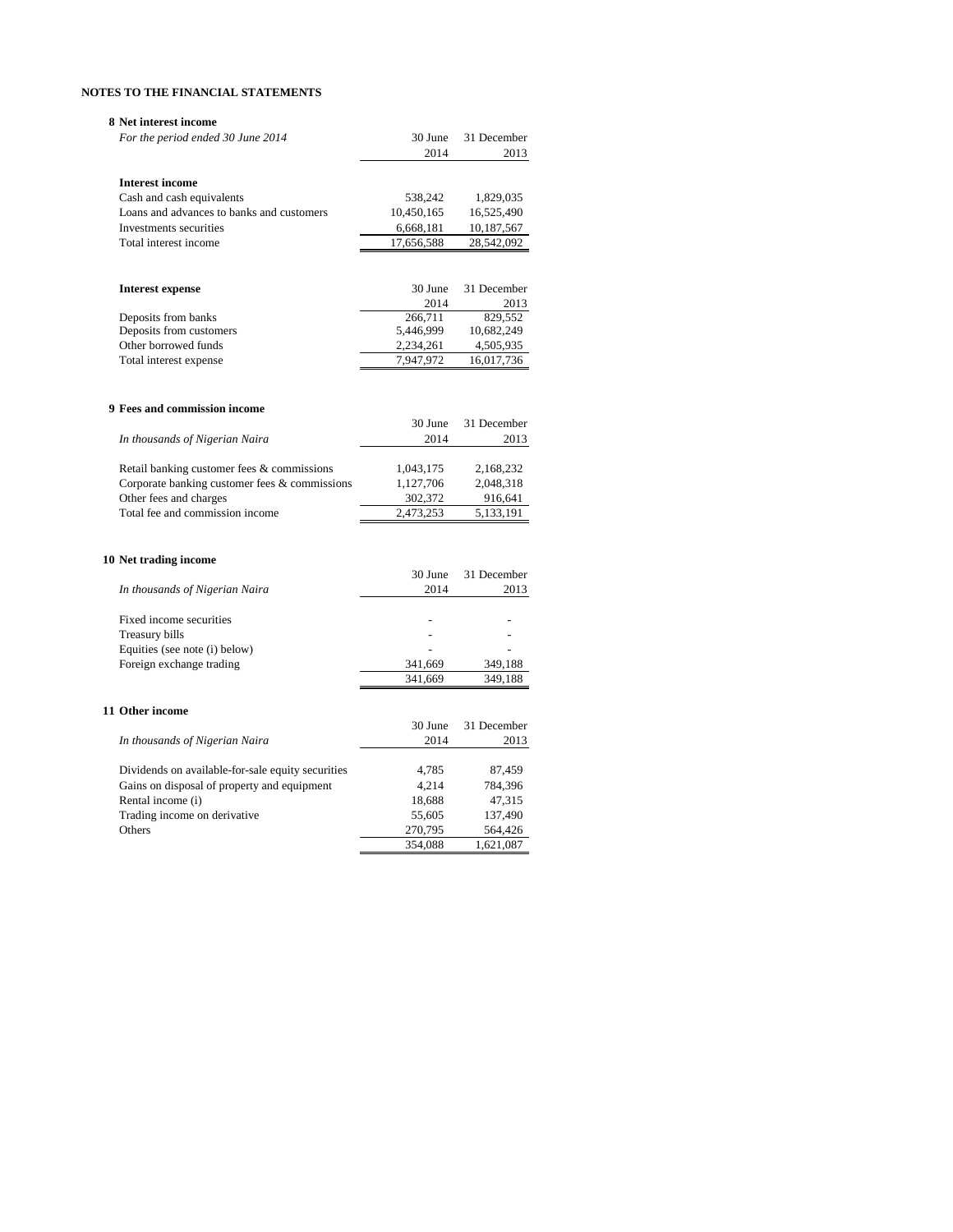**NOTES TO THE FINANCIAL STATEMENTS**

**8 Net interest income**

| *For the period ended 30 June 2014* | 30 June 2014 | 31 December 2013 |
|---|---|---|
| **Interest income** | | |
| Cash and cash equivalents | 538,242 | 1,829,035 |
| Loans and advances to banks and customers | 10,450,165 | 16,525,490 |
| Investments securities | 6,668,181 | 10,187,567 |
| Total interest income | 17,656,588 | 28,542,092 |

| **Interest expense** | 30 June 2014 | 31 December 2013 |
|---|---|---|
| Deposits from banks | 266,711 | 829,552 |
| Deposits from customers | 5,446,999 | 10,682,249 |
| Other borrowed funds | 2,234,261 | 4,505,935 |
| Total interest expense | 7,947,972 | 16,017,736 |

**9 Fees and commission income**

| *In thousands of Nigerian Naira* | 30 June 2014 | 31 December 2013 |
|---|---|---|
| Retail banking customer fees & commissions | 1,043,175 | 2,168,232 |
| Corporate banking customer fees & commissions | 1,127,706 | 2,048,318 |
| Other fees and charges | 302,372 | 916,641 |
| Total fee and commission income | 2,473,253 | 5,133,191 |

**10 Net trading income**

| *In thousands of Nigerian Naira* | 30 June 2014 | 31 December 2013 |
|---|---|---|
| Fixed income securities | - | - |
| Treasury bills | - | - |
| Equities (see note (i) below) | - | - |
| Foreign exchange trading | 341,669 | 349,188 |
| | 341,669 | 349,188 |

**11 Other income**

| *In thousands of Nigerian Naira* | 30 June 2014 | 31 December 2013 |
|---|---|---|
| Dividends on available-for-sale equity securities | 4,785 | 87,459 |
| Gains on disposal of property and equipment | 4,214 | 784,396 |
| Rental income (i) | 18,688 | 47,315 |
| Trading income on derivative | 55,605 | 137,490 |
| Others | 270,795 | 564,426 |
| | 354,088 | 1,621,087 |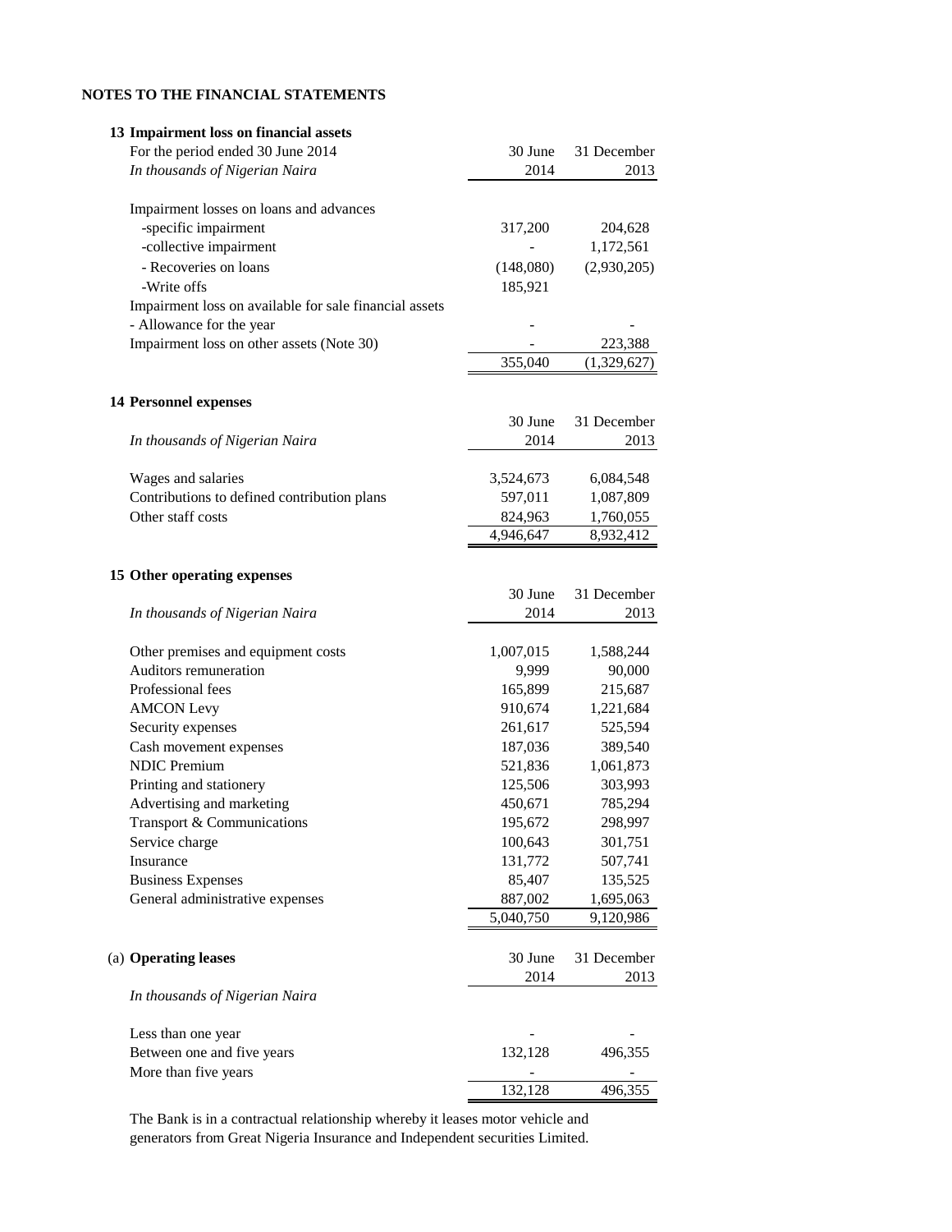# NOTES TO THE FINANCIAL STATEMENTS

## 13 Impairment loss on financial assets

| For the period ended 30 June 2014<br>*In thousands of Nigerian Naira* | 30 June 2014 | 31 December 2013 |
|---|---|---|
| Impairment losses on loans and advances | | |
| -specific impairment | 317,200 | 204,628 |
| -collective impairment | - | 1,172,561 |
| - Recoveries on loans | (148,080) | (2,930,205) |
| -Write offs | 185,921 | |
| Impairment loss on available for sale financial assets | | |
| - Allowance for the year | - | - |
| Impairment loss on other assets (Note 30) | - | 223,388 |
| | 355,040 | (1,329,627) |

## 14 Personnel expenses

| *In thousands of Nigerian Naira* | 30 June 2014 | 31 December 2013 |
|---|---|---|
| Wages and salaries | 3,524,673 | 6,084,548 |
| Contributions to defined contribution plans | 597,011 | 1,087,809 |
| Other staff costs | 824,963 | 1,760,055 |
| | 4,946,647 | 8,932,412 |

## 15 Other operating expenses

| *In thousands of Nigerian Naira* | 30 June 2014 | 31 December 2013 |
|---|---|---|
| Other premises and equipment costs | 1,007,015 | 1,588,244 |
| Auditors remuneration | 9,999 | 90,000 |
| Professional fees | 165,899 | 215,687 |
| AMCON Levy | 910,674 | 1,221,684 |
| Security expenses | 261,617 | 525,594 |
| Cash movement expenses | 187,036 | 389,540 |
| NDIC Premium | 521,836 | 1,061,873 |
| Printing and stationery | 125,506 | 303,993 |
| Advertising and marketing | 450,671 | 785,294 |
| Transport & Communications | 195,672 | 298,997 |
| Service charge | 100,643 | 301,751 |
| Insurance | 131,772 | 507,741 |
| Business Expenses | 85,407 | 135,525 |
| General administrative expenses | 887,002 | 1,695,063 |
| | 5,040,750 | 9,120,986 |

### (a) Operating leases

| *In thousands of Nigerian Naira* | 30 June 2014 | 31 December 2013 |
|---|---|---|
| Less than one year | - | - |
| Between one and five years | 132,128 | 496,355 |
| More than five years | - | - |
| | 132,128 | 496,355 |

The Bank is in a contractual relationship whereby it leases motor vehicle and generators from Great Nigeria Insurance and Independent securities Limited.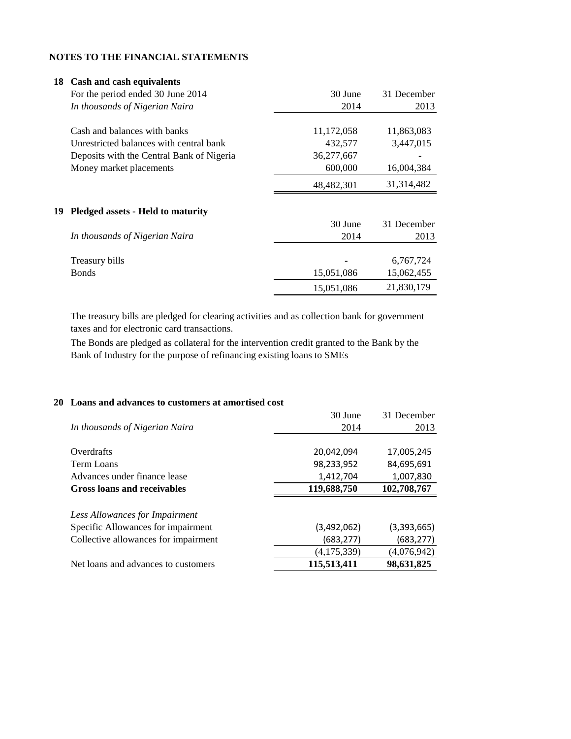**NOTES TO THE FINANCIAL STATEMENTS**

**18 Cash and cash equivalents**

| For the period ended 30 June 2014<br>*In thousands of Nigerian Naira* | 30 June<br>2014 | 31 December<br>2013 |
|---|---|---|
| Cash and balances with banks | 11,172,058 | 11,863,083 |
| Unrestricted balances with central bank | 432,577 | 3,447,015 |
| Deposits with the Central Bank of Nigeria | 36,277,667 | - |
| Money market placements | 600,000 | 16,004,384 |
| | 48,482,301 | 31,314,482 |

**19 Pledged assets - Held to maturity**

| *In thousands of Nigerian Naira* | 30 June<br>2014 | 31 December<br>2013 |
|---|---|---|
| Treasury bills | - | 6,767,724 |
| Bonds | 15,051,086 | 15,062,455 |
| | 15,051,086 | 21,830,179 |

The treasury bills are pledged for clearing activities and as collection bank for government taxes and for electronic card transactions.

The Bonds are pledged as collateral for the intervention credit granted to the Bank by the Bank of Industry for the purpose of refinancing existing loans to SMEs

**20 Loans and advances to customers at amortised cost**

| *In thousands of Nigerian Naira* | 30 June<br>2014 | 31 December<br>2013 |
|---|---|---|
| Overdrafts | 20,042,094 | 17,005,245 |
| Term Loans | 98,233,952 | 84,695,691 |
| Advances under finance lease | 1,412,704 | 1,007,830 |
| **Gross loans and receivables** | **119,688,750** | **102,708,767** |
| *Less Allowances for Impairment* | | |
| Specific Allowances for impairment | (3,492,062) | (3,393,665) |
| Collective allowances for impairment | (683,277) | (683,277) |
| | (4,175,339) | (4,076,942) |
| Net loans and advances to customers | **115,513,411** | **98,631,825** |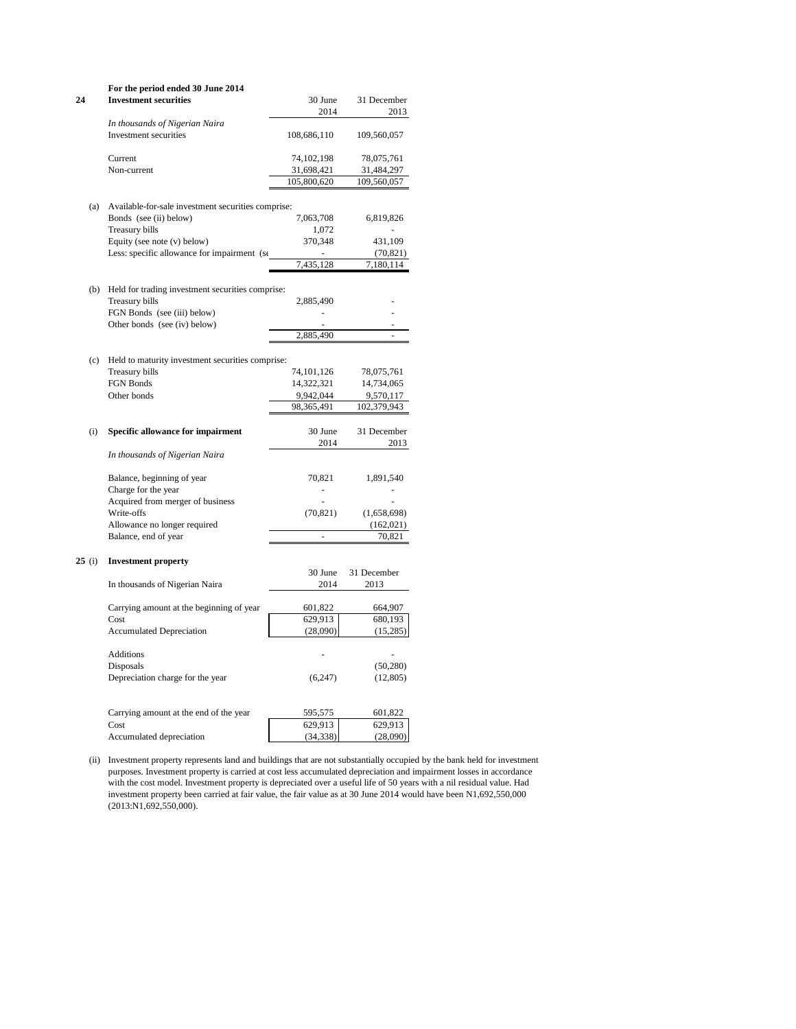**For the period ended 30 June 2014**

## 24 Investment securities

| *In thousands of Nigerian Naira* | 30 June 2014 | 31 December 2013 |
|---|---|---|
| Investment securities | 108,686,110 | 109,560,057 |
| | | |
| Current | 74,102,198 | 78,075,761 |
| Non-current | 31,698,421 | 31,484,297 |
| | 105,800,620 | 109,560,057 |

(a) Available-for-sale investment securities comprise:

| | 30 June 2014 | 31 December 2013 |
|---|---|---|
| Bonds (see (ii) below) | 7,063,708 | 6,819,826 |
| Treasury bills | 1,072 | - |
| Equity (see note (v) below) | 370,348 | 431,109 |
| Less: specific allowance for impairment (se | - | (70,821) |
| | 7,435,128 | 7,180,114 |

(b) Held for trading investment securities comprise:

| | 30 June 2014 | 31 December 2013 |
|---|---|---|
| Treasury bills | 2,885,490 | - |
| FGN Bonds (see (iii) below) | - | - |
| Other bonds (see (iv) below) | - | - |
| | 2,885,490 | - |

(c) Held to maturity investment securities comprise:

| | 30 June 2014 | 31 December 2013 |
|---|---|---|
| Treasury bills | 74,101,126 | 78,075,761 |
| FGN Bonds | 14,322,321 | 14,734,065 |
| Other bonds | 9,942,044 | 9,570,117 |
| | 98,365,491 | 102,379,943 |

(i) **Specific allowance for impairment**

| *In thousands of Nigerian Naira* | 30 June 2014 | 31 December 2013 |
|---|---|---|
| Balance, beginning of year | 70,821 | 1,891,540 |
| Charge for the year | - | - |
| Acquired from merger of business | - | - |
| Write-offs | (70,821) | (1,658,698) |
| Allowance no longer required | | (162,021) |
| Balance, end of year | - | 70,821 |

## 25 (i) Investment property

| In thousands of Nigerian Naira | 30 June 2014 | 31 December 2013 |
|---|---|---|
| Carrying amount at the beginning of year | 601,822 | 664,907 |
| Cost | 629,913 | 680,193 |
| Accumulated Depreciation | (28,090) | (15,285) |
| | | |
| Additions | - | - |
| Disposals | | (50,280) |
| Depreciation charge for the year | (6,247) | (12,805) |
| | | |
| Carrying amount at the end of the year | 595,575 | 601,822 |
| Cost | 629,913 | 629,913 |
| Accumulated depreciation | (34,338) | (28,090) |

(ii) Investment property represents land and buildings that are not substantially occupied by the bank held for investment purposes. Investment property is carried at cost less accumulated depreciation and impairment losses in accordance with the cost model. Investment property is depreciated over a useful life of 50 years with a nil residual value. Had investment property been carried at fair value, the fair value as at 30 June 2014 would have been N1,692,550,000 (2013:N1,692,550,000).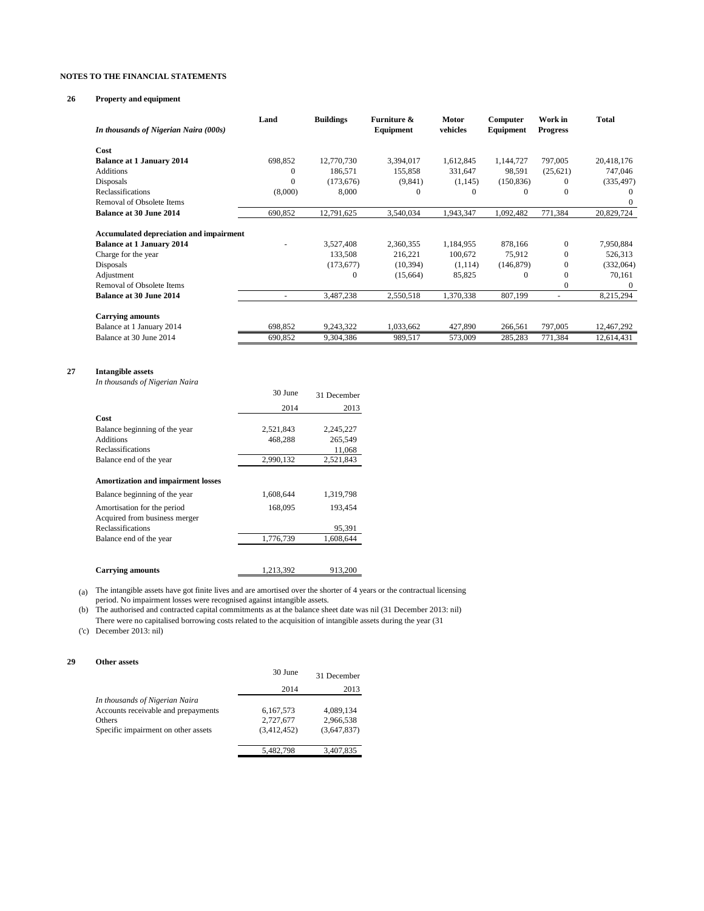**NOTES TO THE FINANCIAL STATEMENTS**

## 26 Property and equipment

| *In thousands of Nigerian Naira (000s)* | Land | Buildings | Furniture & Equipment | Motor vehicles | Computer Equipment | Work in Progress | Total |
|---|---|---|---|---|---|---|---|
| **Cost** | | | | | | | |
| **Balance at 1 January 2014** | 698,852 | 12,770,730 | 3,394,017 | 1,612,845 | 1,144,727 | 797,005 | 20,418,176 |
| Additions | 0 | 186,571 | 155,858 | 331,647 | 98,591 | (25,621) | 747,046 |
| Disposals | 0 | (173,676) | (9,841) | (1,145) | (150,836) | 0 | (335,497) |
| Reclassifications | (8,000) | 8,000 | 0 | 0 | 0 | 0 | 0 |
| Removal of Obsolete Items | | | | | | | 0 |
| **Balance at 30 June 2014** | 690,852 | 12,791,625 | 3,540,034 | 1,943,347 | 1,092,482 | 771,384 | 20,829,724 |
| **Accumulated depreciation and impairment** | | | | | | | |
| **Balance at 1 January 2014** | - | 3,527,408 | 2,360,355 | 1,184,955 | 878,166 | 0 | 7,950,884 |
| Charge for the year | | 133,508 | 216,221 | 100,672 | 75,912 | 0 | 526,313 |
| Disposals | | (173,677) | (10,394) | (1,114) | (146,879) | 0 | (332,064) |
| Adjustment | | 0 | (15,664) | 85,825 | 0 | 0 | 70,161 |
| Removal of Obsolete Items | | | | | | 0 | 0 |
| **Balance at 30 June 2014** | - | 3,487,238 | 2,550,518 | 1,370,338 | 807,199 | - | 8,215,294 |
| **Carrying amounts** | | | | | | | |
| Balance at 1 January 2014 | 698,852 | 9,243,322 | 1,033,662 | 427,890 | 266,561 | 797,005 | 12,467,292 |
| Balance at 30 June 2014 | 690,852 | 9,304,386 | 989,517 | 573,009 | 285,283 | 771,384 | 12,614,431 |

## 27 Intangible assets

*In thousands of Nigerian Naira*

| | 30 June 2014 | 31 December 2013 |
|---|---|---|
| **Cost** | | |
| Balance beginning of the year | 2,521,843 | 2,245,227 |
| Additions | 468,288 | 265,549 |
| Reclassifications | | 11,068 |
| Balance end of the year | 2,990,132 | 2,521,843 |
| **Amortization and impairment losses** | | |
| Balance beginning of the year | 1,608,644 | 1,319,798 |
| Amortisation for the period | 168,095 | 193,454 |
| Acquired from business merger | | |
| Reclassifications | | 95,391 |
| Balance end of the year | 1,776,739 | 1,608,644 |
| **Carrying amounts** | 1,213,392 | 913,200 |

(a) The intangible assets have got finite lives and are amortised over the shorter of 4 years or the contractual licensing period. No impairment losses were recognised against intangible assets.

(b) The authorised and contracted capital commitments as at the balance sheet date was nil (31 December 2013: nil)

('c) There were no capitalised borrowing costs related to the acquisition of intangible assets during the year (31 December 2013: nil)

## 29 Other assets

| *In thousands of Nigerian Naira* | 30 June 2014 | 31 December 2013 |
|---|---|---|
| Accounts receivable and prepayments | 6,167,573 | 4,089,134 |
| Others | 2,727,677 | 2,966,538 |
| Specific impairment on other assets | (3,412,452) | (3,647,837) |
| | 5,482,798 | 3,407,835 |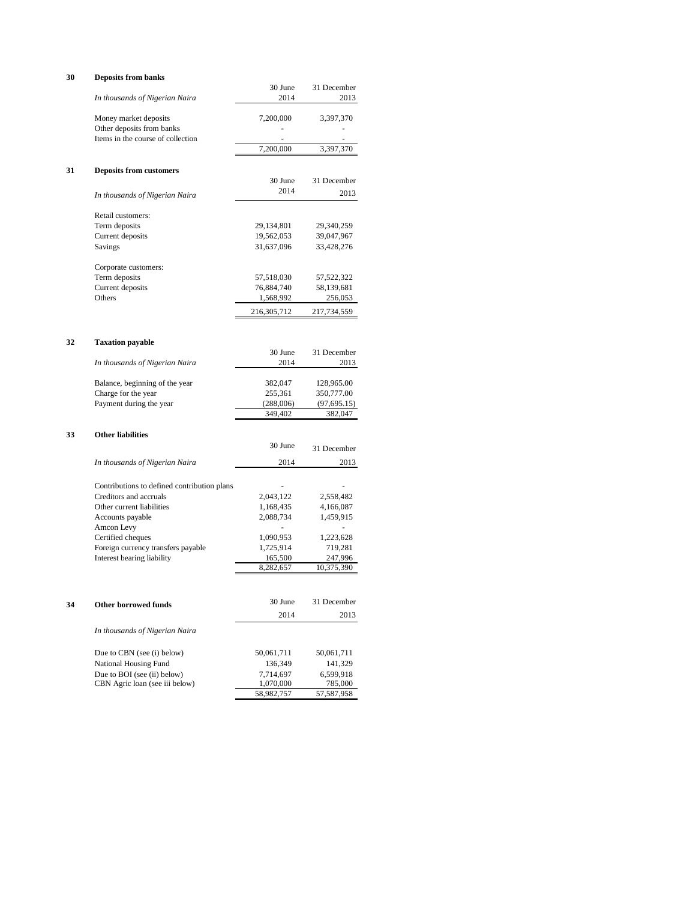## 30 Deposits from banks

| *In thousands of Nigerian Naira* | 30 June 2014 | 31 December 2013 |
|---|---|---|
| Money market deposits | 7,200,000 | 3,397,370 |
| Other deposits from banks | - | - |
| Items in the course of collection | - | - |
| | 7,200,000 | 3,397,370 |

## 31 Deposits from customers

| *In thousands of Nigerian Naira* | 30 June 2014 | 31 December 2013 |
|---|---|---|
| Retail customers: | | |
| Term deposits | 29,134,801 | 29,340,259 |
| Current deposits | 19,562,053 | 39,047,967 |
| Savings | 31,637,096 | 33,428,276 |
| Corporate customers: | | |
| Term deposits | 57,518,030 | 57,522,322 |
| Current deposits | 76,884,740 | 58,139,681 |
| Others | 1,568,992 | 256,053 |
| | 216,305,712 | 217,734,559 |

## 32 Taxation payable

| *In thousands of Nigerian Naira* | 30 June 2014 | 31 December 2013 |
|---|---|---|
| Balance, beginning of the year | 382,047 | 128,965.00 |
| Charge for the year | 255,361 | 350,777.00 |
| Payment during the year | (288,006) | (97,695.15) |
| | 349,402 | 382,047 |

## 33 Other liabilities

| *In thousands of Nigerian Naira* | 30 June 2014 | 31 December 2013 |
|---|---|---|
| Contributions to defined contribution plans | - | - |
| Creditors and accruals | 2,043,122 | 2,558,482 |
| Other current liabilities | 1,168,435 | 4,166,087 |
| Accounts payable | 2,088,734 | 1,459,915 |
| Amcon Levy | - | - |
| Certified cheques | 1,090,953 | 1,223,628 |
| Foreign currency transfers payable | 1,725,914 | 719,281 |
| Interest bearing liability | 165,500 | 247,996 |
| | 8,282,657 | 10,375,390 |

## 34 Other borrowed funds

| *In thousands of Nigerian Naira* | 30 June 2014 | 31 December 2013 |
|---|---|---|
| Due to CBN (see (i) below) | 50,061,711 | 50,061,711 |
| National Housing Fund | 136,349 | 141,329 |
| Due to BOI (see (ii) below) | 7,714,697 | 6,599,918 |
| CBN Agric loan (see iii below) | 1,070,000 | 785,000 |
| | 58,982,757 | 57,587,958 |